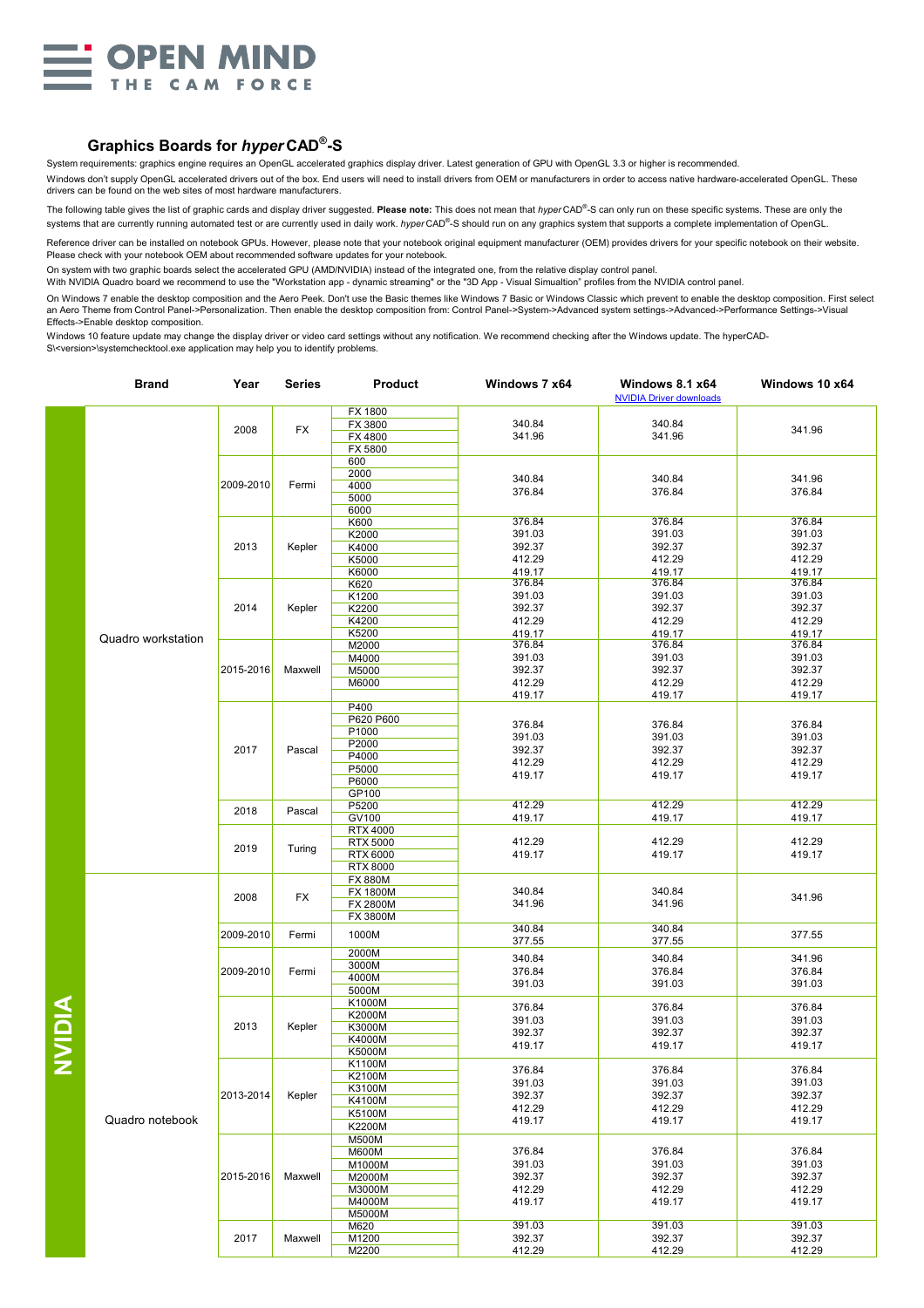# OPEN MIND

THE CAM FORCE

## Graphics Boards for *hyper*CAD®-S

System requirements: graphics engine requires an OpenGL accelerated graphics display driver. Latest generation of GPU with OpenGL 3.3 or higher is recommended.

Windows don't supply OpenGL accelerated drivers out of the box. End users will need to install drivers from OEM or manufacturers in order to access native hardware-accelerated OpenGL. These drivers can be found on the web sites of most hardware manufacturers.

The following table gives the list of graphic cards and display driver suggested. **Please note:** This does not mean that *hyper*CAD®-S can only run on these specific systems. These are only the systems that are currently running automated test or are currently used in daily work. *hyper*CAD®-S should run on any graphics system that supports a complete implementation of OpenGL.

Reference driver can be installed on notebook GPUs. However, please note that your notebook original equipment manufacturer (OEM) provides drivers for your specific notebook on their website. Please check with your notebook OEM about recommended software updates for your notebook.

On system with two graphic boards select the accelerated GPU (AMD/NVIDIA) instead of the integrated one, from the relative display control panel.

With NVIDIA Quadro board we recommend to use the "Workstation app - dynamic streaming" or the "3D App - Visual Simualtion" profiles from the NVIDIA control panel.

On Windows 7 enable the desktop composition and the Aero Peek. Don't use the Basic themes like Windows 7 Basic or Windows Classic which prevent to enable the desktop composition. First select an Aero Theme from Control Panel->Personalization. Then enable the desktop composition from: Control Panel->System->Advanced system settings->Advanced->Performance Settings->Visual Effects->Enable desktop composition.

Windows 10 feature update may change the display driver or video card settings without any notification. We recommend checking after the Windows update. The hyperCAD-S\<version>\systemchecktool.exe application may help you to identify problems.

| | Brand | Year | Series | Product | Windows 7 x64 | Windows 8.1 x64 (NVIDIA Driver downloads) | Windows 10 x64 |
|---|---|---|---|---|---|---|---|
| NVIDIA | Quadro workstation | 2008 | FX | FX 1800, FX 3800, FX 4800, FX 5800 | 340.84, 341.96 | 340.84, 341.96 | 341.96 |
| | | 2009-2010 | Fermi | 600, 2000, 4000, 5000, 6000 | 340.84, 376.84 | 340.84, 376.84 | 341.96, 376.84 |
| | | 2013 | Kepler | K600, K2000, K4000, K5000, K6000 | 376.84, 391.03, 392.37, 412.29, 419.17 | 376.84, 391.03, 392.37, 412.29, 419.17 | 376.84, 391.03, 392.37, 412.29, 419.17 |
| | | 2014 | Kepler | K620, K1200, K2200, K4200, K5200 | 376.84, 391.03, 392.37, 412.29, 419.17 | 376.84, 391.03, 392.37, 412.29, 419.17 | 376.84, 391.03, 392.37, 412.29, 419.17 |
| | | 2015-2016 | Maxwell | M2000, M4000, M5000, M6000 | 376.84, 391.03, 392.37, 412.29, 419.17 | 376.84, 391.03, 392.37, 412.29, 419.17 | 376.84, 391.03, 392.37, 412.29, 419.17 |
| | | 2017 | Pascal | P400, P620 P600, P1000, P2000, P4000, P5000, P6000, GP100 | 376.84, 391.03, 392.37, 412.29, 419.17 | 376.84, 391.03, 392.37, 412.29, 419.17 | 376.84, 391.03, 392.37, 412.29, 419.17 |
| | | 2018 | Pascal | P5200, GV100 | 412.29, 419.17 | 412.29, 419.17 | 412.29, 419.17 |
| | | 2019 | Turing | RTX 4000, RTX 5000, RTX 6000, RTX 8000 | 412.29, 419.17 | 412.29, 419.17 | 412.29, 419.17 |
| | Quadro notebook | 2008 | FX | FX 880M, FX 1800M, FX 2800M, FX 3800M | 340.84, 341.96 | 340.84, 341.96 | 341.96 |
| | | 2009-2010 | Fermi | 1000M | 340.84, 377.55 | 340.84, 377.55 | 377.55 |
| | | 2009-2010 | Fermi | 2000M, 3000M, 4000M, 5000M | 340.84, 376.84, 391.03 | 340.84, 376.84, 391.03 | 341.96, 376.84, 391.03 |
| | | 2013 | Kepler | K1000M, K2000M, K3000M, K4000M, K5000M | 376.84, 391.03, 392.37, 419.17 | 376.84, 391.03, 392.37, 419.17 | 376.84, 391.03, 392.37, 419.17 |
| | | 2013-2014 | Kepler | K1100M, K2100M, K3100M, K4100M, K5100M, K2200M | 376.84, 391.03, 392.37, 412.29, 419.17 | 376.84, 391.03, 392.37, 412.29, 419.17 | 376.84, 391.03, 392.37, 412.29, 419.17 |
| | | 2015-2016 | Maxwell | M500M, M600M, M1000M, M2000M, M3000M, M4000M, M5000M | 376.84, 391.03, 392.37, 412.29, 419.17 | 376.84, 391.03, 392.37, 412.29, 419.17 | 376.84, 391.03, 392.37, 412.29, 419.17 |
| | | 2017 | Maxwell | M620, M1200, M2200 | 391.03, 392.37, 412.29 | 391.03, 392.37, 412.29 | 391.03, 392.37, 412.29 |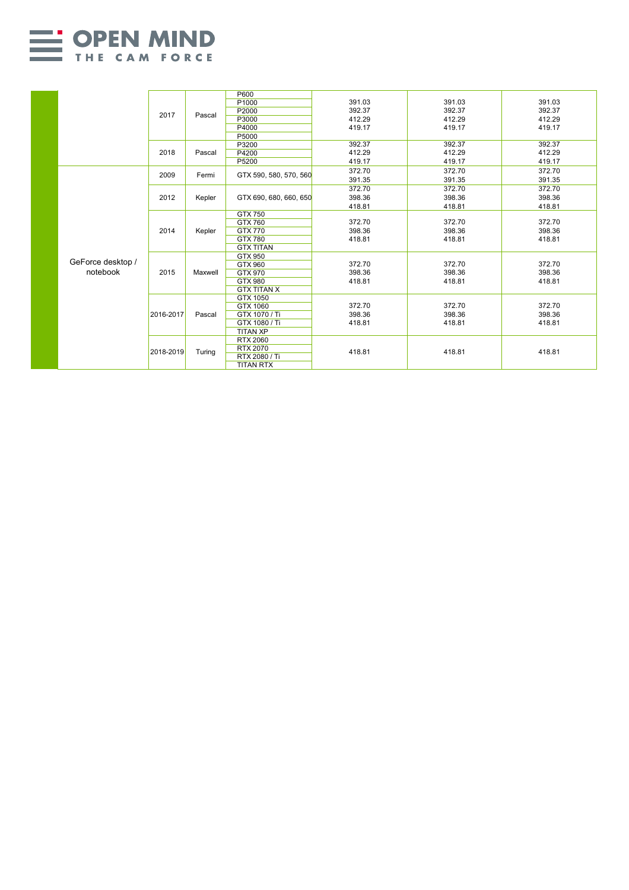| | | | | | | |
|---|---|---|---|---|---|---|
| | 2017 | Pascal | P600<br>P1000<br>P2000<br>P3000<br>P4000<br>P5000 | 391.03<br>392.37<br>412.29<br>419.17 | 391.03<br>392.37<br>412.29<br>419.17 | 391.03<br>392.37<br>412.29<br>419.17 |
| | 2018 | Pascal | P3200<br>P4200<br>P5200 | 392.37<br>412.29<br>419.17 | 392.37<br>412.29<br>419.17 | 392.37<br>412.29<br>419.17 |
| GeForce desktop / notebook | 2009 | Fermi | GTX 590, 580, 570, 560 | 372.70<br>391.35 | 372.70<br>391.35 | 372.70<br>391.35 |
| | 2012 | Kepler | GTX 690, 680, 660, 650 | 372.70<br>398.36<br>418.81 | 372.70<br>398.36<br>418.81 | 372.70<br>398.36<br>418.81 |
| | 2014 | Kepler | GTX 750<br>GTX 760<br>GTX 770<br>GTX 780<br>GTX TITAN | 372.70<br>398.36<br>418.81 | 372.70<br>398.36<br>418.81 | 372.70<br>398.36<br>418.81 |
| | 2015 | Maxwell | GTX 950<br>GTX 960<br>GTX 970<br>GTX 980<br>GTX TITAN X | 372.70<br>398.36<br>418.81 | 372.70<br>398.36<br>418.81 | 372.70<br>398.36<br>418.81 |
| | 2016-2017 | Pascal | GTX 1050<br>GTX 1060<br>GTX 1070 / Ti<br>GTX 1080 / Ti<br>TITAN XP | 372.70<br>398.36<br>418.81 | 372.70<br>398.36<br>418.81 | 372.70<br>398.36<br>418.81 |
| | 2018-2019 | Turing | RTX 2060<br>RTX 2070<br>RTX 2080 / Ti<br>TITAN RTX | 418.81 | 418.81 | 418.81 |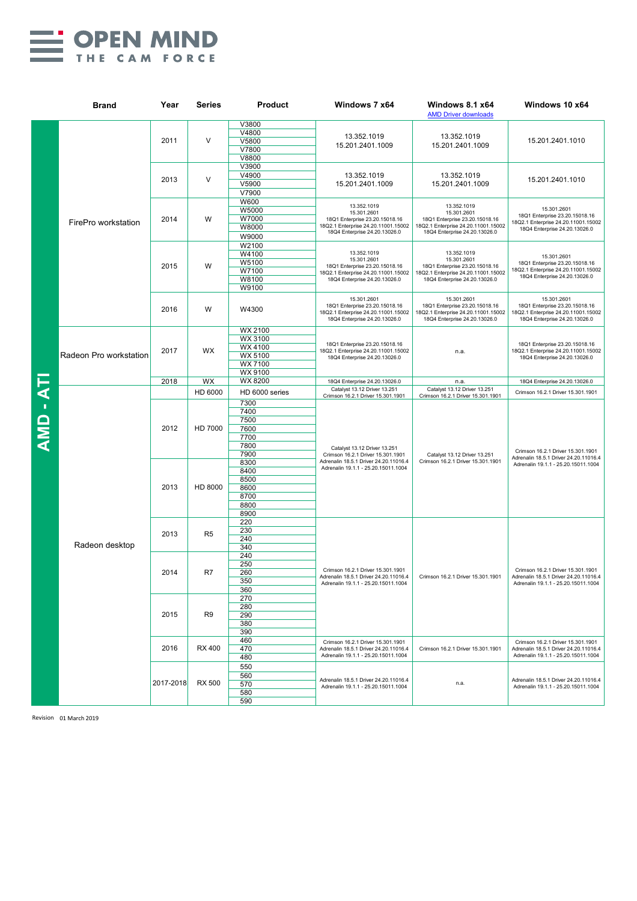| | Brand | Year | Series | Product | Windows 7 x64 | Windows 8.1 x64 [AMD Driver downloads] | Windows 10 x64 |
|---|---|---|---|---|---|---|---|
| AMD - ATI | FirePro workstation | 2011 | V | V3800<br>V4800<br>V5800<br>V7800<br>V8800 | 13.352.1019<br>15.201.2401.1009 | 13.352.1019<br>15.201.2401.1009 | 15.201.2401.1010 |
| | | 2013 | V | V3900<br>V4900<br>V5900<br>V7900 | 13.352.1019<br>15.201.2401.1009 | 13.352.1019<br>15.201.2401.1009 | 15.201.2401.1010 |
| | | 2014 | W | W600<br>W5000<br>W7000<br>W8000<br>W9000 | 13.352.1019<br>15.301.2601<br>18Q1 Enterprise 23.20.15018.16<br>18Q2.1 Enterprise 24.20.11001.15002<br>18Q4 Enterprise 24.20.13026.0 | 13.352.1019<br>15.301.2601<br>18Q1 Enterprise 23.20.15018.16<br>18Q2.1 Enterprise 24.20.11001.15002<br>18Q4 Enterprise 24.20.13026.0 | 15.301.2601<br>18Q1 Enterprise 23.20.15018.16<br>18Q2.1 Enterprise 24.20.11001.15002<br>18Q4 Enterprise 24.20.13026.0 |
| | | 2015 | W | W2100<br>W4100<br>W5100<br>W7100<br>W8100<br>W9100 | 13.352.1019<br>15.301.2601<br>18Q1 Enterprise 23.20.15018.16<br>18Q2.1 Enterprise 24.20.11001.15002<br>18Q4 Enterprise 24.20.13026.0 | 13.352.1019<br>15.301.2601<br>18Q1 Enterprise 23.20.15018.16<br>18Q2.1 Enterprise 24.20.11001.15002<br>18Q4 Enterprise 24.20.13026.0 | 15.301.2601<br>18Q1 Enterprise 23.20.15018.16<br>18Q2.1 Enterprise 24.20.11001.15002<br>18Q4 Enterprise 24.20.13026.0 |
| | | 2016 | W | W4300 | 15.301.2601<br>18Q1 Enterprise 23.20.15018.16<br>18Q2.1 Enterprise 24.20.11001.15002<br>18Q4 Enterprise 24.20.13026.0 | 15.301.2601<br>18Q1 Enterprise 23.20.15018.16<br>18Q2.1 Enterprise 24.20.11001.15002<br>18Q4 Enterprise 24.20.13026.0 | 15.301.2601<br>18Q1 Enterprise 23.20.15018.16<br>18Q2.1 Enterprise 24.20.11001.15002<br>18Q4 Enterprise 24.20.13026.0 |
| | Radeon Pro workstation | 2017 | WX | WX 2100<br>WX 3100<br>WX 4100<br>WX 5100<br>WX 7100<br>WX 9100 | 18Q1 Enterprise 23.20.15018.16<br>18Q2.1 Enterprise 24.20.11001.15002<br>18Q4 Enterprise 24.20.13026.0 | n.a. | 18Q1 Enterprise 23.20.15018.16<br>18Q2.1 Enterprise 24.20.11001.15002<br>18Q4 Enterprise 24.20.13026.0 |
| | | 2018 | WX | WX 8200 | 18Q4 Enterprise 24.20.13026.0 | n.a. | 18Q4 Enterprise 24.20.13026.0 |
| | Radeon desktop | | HD 6000 | HD 6000 series | Catalyst 13.12 Driver 13.251<br>Crimson 16.2.1 Driver 15.301.1901 | Catalyst 13.12 Driver 13.251<br>Crimson 16.2.1 Driver 15.301.1901 | Crimson 16.2.1 Driver 15.301.1901 |
| | | 2012 | HD 7000 | 7300<br>7400<br>7500<br>7600<br>7700<br>7800<br>7900 | Catalyst 13.12 Driver 13.251<br>Crimson 16.2.1 Driver 15.301.1901<br>Adrenalin 18.5.1 Driver 24.20.11016.4<br>Adrenalin 19.1.1 - 25.20.15011.1004 | Catalyst 13.12 Driver 13.251<br>Crimson 16.2.1 Driver 15.301.1901 | Crimson 16.2.1 Driver 15.301.1901<br>Adrenalin 18.5.1 Driver 24.20.11016.4<br>Adrenalin 19.1.1 - 25.20.15011.1004 |
| | | 2013 | HD 8000 | 8300<br>8400<br>8500<br>8600<br>8700<br>8800<br>8900 | | | |
| | | 2013 | R5 | 220<br>230<br>240<br>340 | Crimson 16.2.1 Driver 15.301.1901<br>Adrenalin 18.5.1 Driver 24.20.11016.4<br>Adrenalin 19.1.1 - 25.20.15011.1004 | Crimson 16.2.1 Driver 15.301.1901 | Crimson 16.2.1 Driver 15.301.1901<br>Adrenalin 18.5.1 Driver 24.20.11016.4<br>Adrenalin 19.1.1 - 25.20.15011.1004 |
| | | 2014 | R7 | 240<br>250<br>260<br>350<br>360 | | | |
| | | 2015 | R9 | 270<br>280<br>290<br>380<br>390 | | | |
| | | 2016 | RX 400 | 460<br>470<br>480 | Crimson 16.2.1 Driver 15.301.1901<br>Adrenalin 18.5.1 Driver 24.20.11016.4<br>Adrenalin 19.1.1 - 25.20.15011.1004 | Crimson 16.2.1 Driver 15.301.1901 | Crimson 16.2.1 Driver 15.301.1901<br>Adrenalin 18.5.1 Driver 24.20.11016.4<br>Adrenalin 19.1.1 - 25.20.15011.1004 |
| | | 2017-2018 | RX 500 | 550<br>560<br>570<br>580<br>590 | Adrenalin 18.5.1 Driver 24.20.11016.4<br>Adrenalin 19.1.1 - 25.20.15011.1004 | n.a. | Adrenalin 18.5.1 Driver 24.20.11016.4<br>Adrenalin 19.1.1 - 25.20.15011.1004 |

Revision 01 March 2019